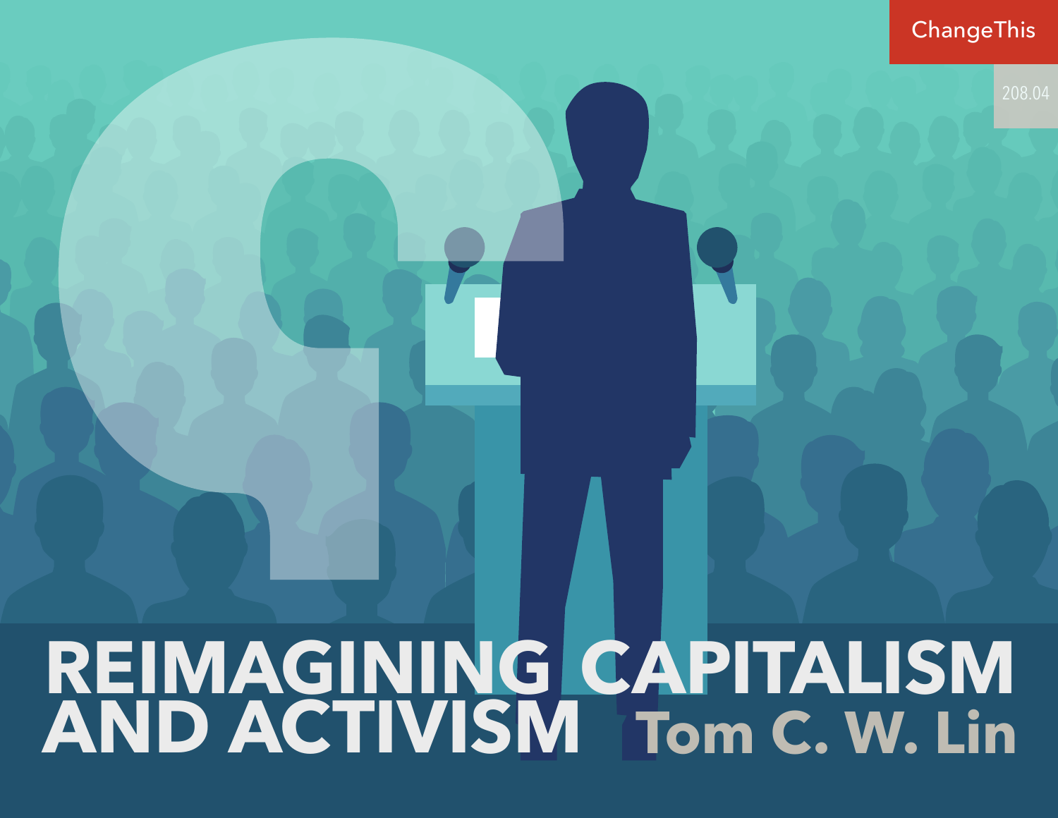ChangeThis

208.04

# REIMAGINING CAPITALISM AND ACTIVISM

Tom C. W. Lin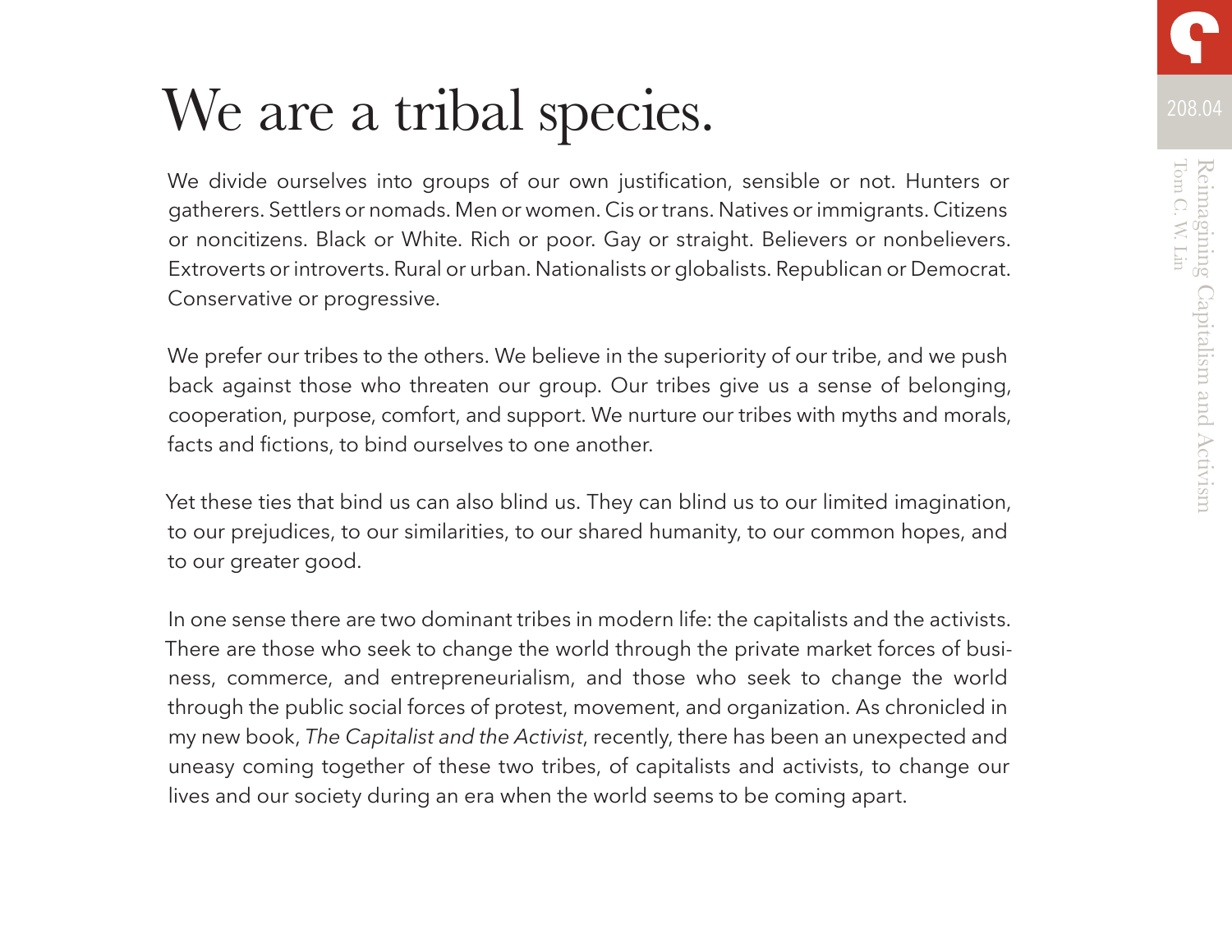# We are a tribal species.

We divide ourselves into groups of our own justification, sensible or not. Hunters or gatherers. Settlers or nomads. Men or women. Cis or trans. Natives or immigrants. Citizens or noncitizens. Black or White. Rich or poor. Gay or straight. Believers or nonbelievers. Extroverts or introverts. Rural or urban. Nationalists or globalists. Republican or Democrat. Conservative or progressive.

We prefer our tribes to the others. We believe in the superiority of our tribe, and we push back against those who threaten our group. Our tribes give us a sense of belonging, cooperation, purpose, comfort, and support. We nurture our tribes with myths and morals, facts and fictions, to bind ourselves to one another.

Yet these ties that bind us can also blind us. They can blind us to our limited imagination, to our prejudices, to our similarities, to our shared humanity, to our common hopes, and to our greater good.

In one sense there are two dominant tribes in modern life: the capitalists and the activists. There are those who seek to change the world through the private market forces of business, commerce, and entrepreneurialism, and those who seek to change the world through the public social forces of protest, movement, and organization. As chronicled in my new book, *The Capitalist and the Activist*, recently, there has been an unexpected and uneasy coming together of these two tribes, of capitalists and activists, to change our lives and our society during an era when the world seems to be coming apart.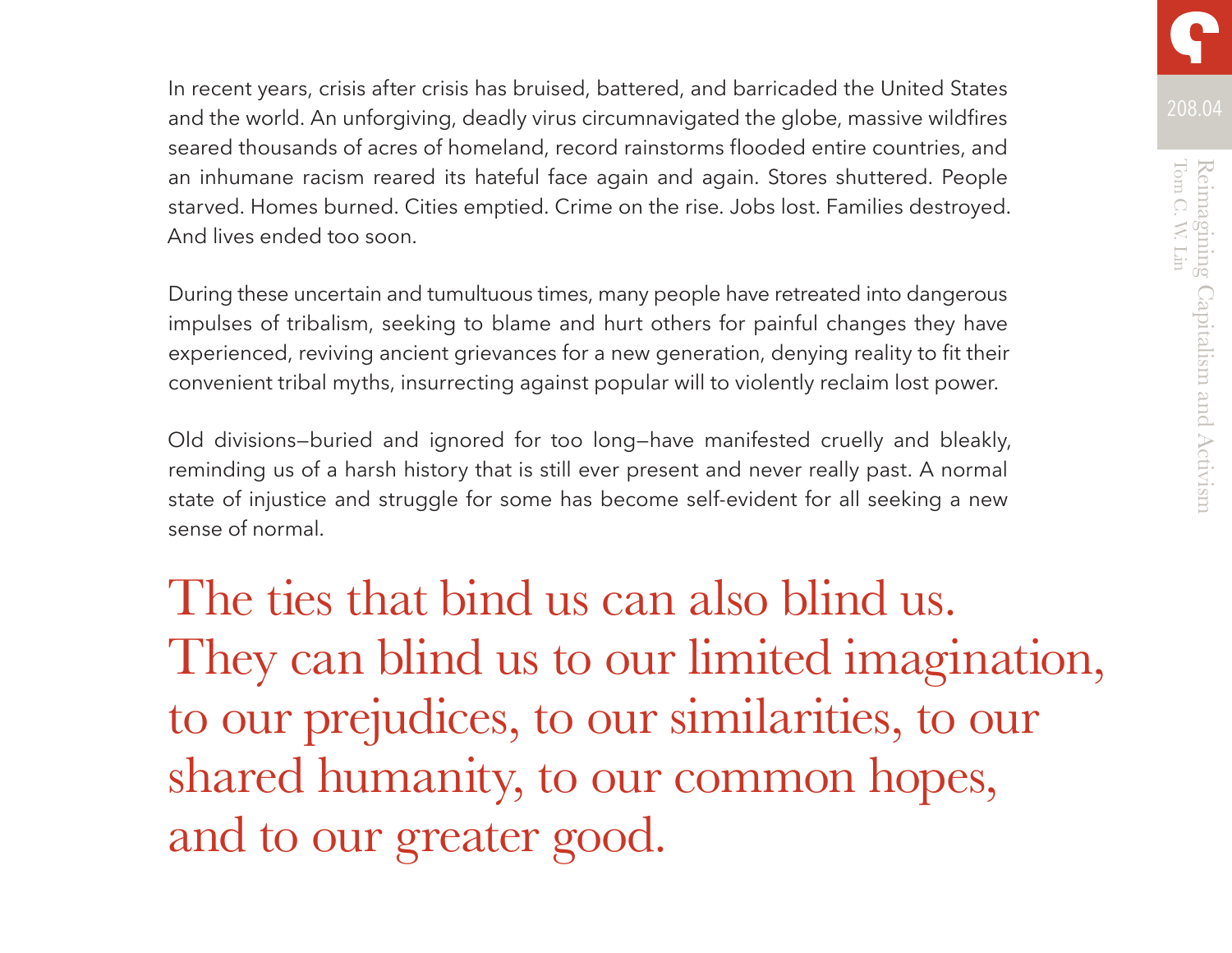In recent years, crisis after crisis has bruised, battered, and barricaded the United States and the world. An unforgiving, deadly virus circumnavigated the globe, massive wildfires seared thousands of acres of homeland, record rainstorms flooded entire countries, and an inhumane racism reared its hateful face again and again. Stores shuttered. People starved. Homes burned. Cities emptied. Crime on the rise. Jobs lost. Families destroyed. And lives ended too soon.

During these uncertain and tumultuous times, many people have retreated into dangerous impulses of tribalism, seeking to blame and hurt others for painful changes they have experienced, reviving ancient grievances for a new generation, denying reality to fit their convenient tribal myths, insurrecting against popular will to violently reclaim lost power.

Old divisions—buried and ignored for too long—have manifested cruelly and bleakly, reminding us of a harsh history that is still ever present and never really past. A normal state of injustice and struggle for some has become self-evident for all seeking a new sense of normal.

> The ties that bind us can also blind us. They can blind us to our limited imagination, to our prejudices, to our similarities, to our shared humanity, to our common hopes, and to our greater good.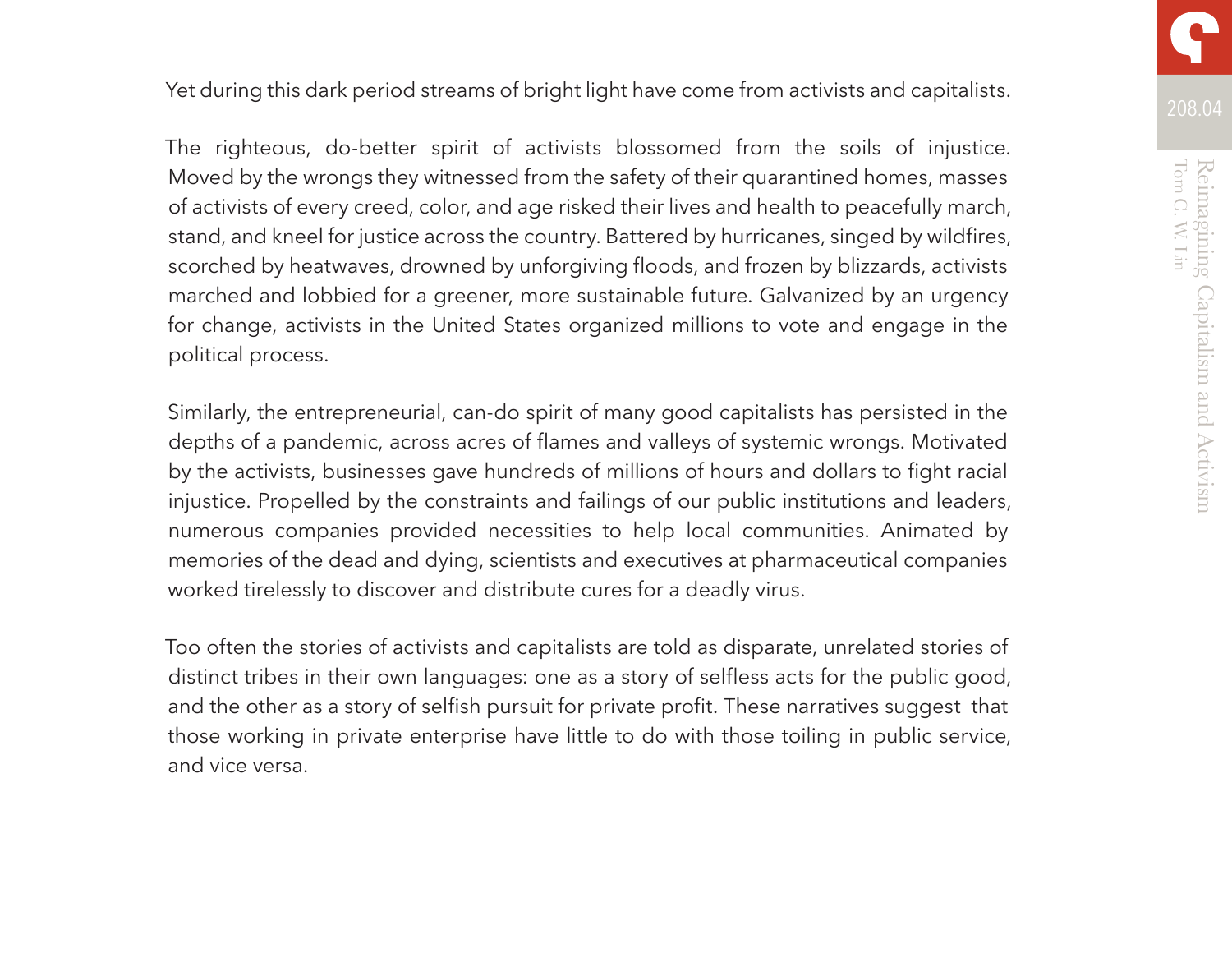Yet during this dark period streams of bright light have come from activists and capitalists.

The righteous, do-better spirit of activists blossomed from the soils of injustice. Moved by the wrongs they witnessed from the safety of their quarantined homes, masses of activists of every creed, color, and age risked their lives and health to peacefully march, stand, and kneel for justice across the country. Battered by hurricanes, singed by wildfires, scorched by heatwaves, drowned by unforgiving floods, and frozen by blizzards, activists marched and lobbied for a greener, more sustainable future. Galvanized by an urgency for change, activists in the United States organized millions to vote and engage in the political process.

Similarly, the entrepreneurial, can-do spirit of many good capitalists has persisted in the depths of a pandemic, across acres of flames and valleys of systemic wrongs. Motivated by the activists, businesses gave hundreds of millions of hours and dollars to fight racial injustice. Propelled by the constraints and failings of our public institutions and leaders, numerous companies provided necessities to help local communities. Animated by memories of the dead and dying, scientists and executives at pharmaceutical companies worked tirelessly to discover and distribute cures for a deadly virus.

Too often the stories of activists and capitalists are told as disparate, unrelated stories of distinct tribes in their own languages: one as a story of selfless acts for the public good, and the other as a story of selfish pursuit for private profit. These narratives suggest that those working in private enterprise have little to do with those toiling in public service, and vice versa.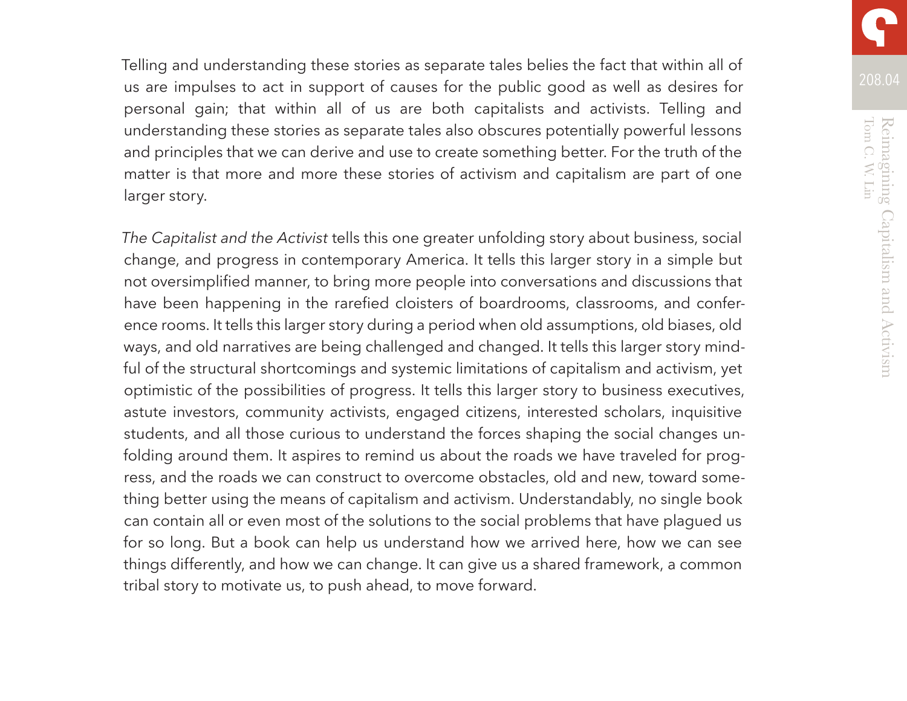Telling and understanding these stories as separate tales belies the fact that within all of us are impulses to act in support of causes for the public good as well as desires for personal gain; that within all of us are both capitalists and activists. Telling and understanding these stories as separate tales also obscures potentially powerful lessons and principles that we can derive and use to create something better. For the truth of the matter is that more and more these stories of activism and capitalism are part of one larger story.

*The Capitalist and the Activist* tells this one greater unfolding story about business, social change, and progress in contemporary America. It tells this larger story in a simple but not oversimplified manner, to bring more people into conversations and discussions that have been happening in the rarefied cloisters of boardrooms, classrooms, and conference rooms. It tells this larger story during a period when old assumptions, old biases, old ways, and old narratives are being challenged and changed. It tells this larger story mindful of the structural shortcomings and systemic limitations of capitalism and activism, yet optimistic of the possibilities of progress. It tells this larger story to business executives, astute investors, community activists, engaged citizens, interested scholars, inquisitive students, and all those curious to understand the forces shaping the social changes unfolding around them. It aspires to remind us about the roads we have traveled for progress, and the roads we can construct to overcome obstacles, old and new, toward something better using the means of capitalism and activism. Understandably, no single book can contain all or even most of the solutions to the social problems that have plagued us for so long. But a book can help us understand how we arrived here, how we can see things differently, and how we can change. It can give us a shared framework, a common tribal story to motivate us, to push ahead, to move forward.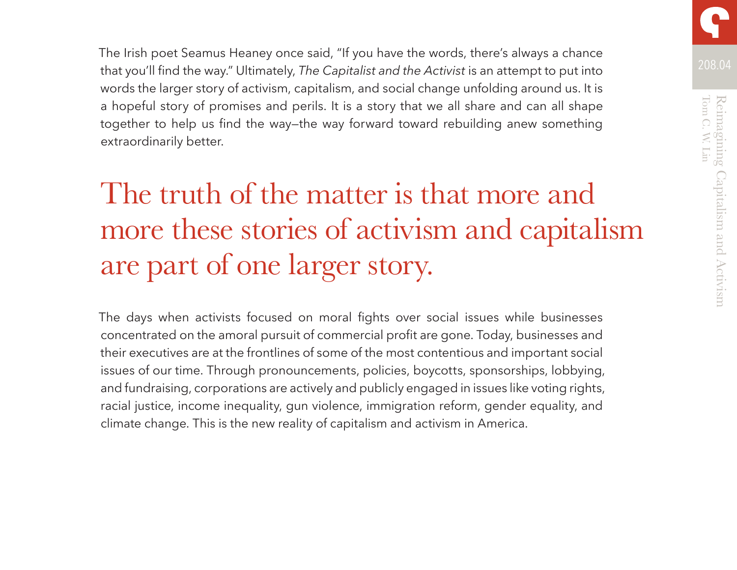The Irish poet Seamus Heaney once said, "If you have the words, there's always a chance that you'll find the way." Ultimately, *The Capitalist and the Activist* is an attempt to put into words the larger story of activism, capitalism, and social change unfolding around us. It is a hopeful story of promises and perils. It is a story that we all share and can all shape together to help us find the way—the way forward toward rebuilding anew something extraordinarily better.

> The truth of the matter is that more and more these stories of activism and capitalism are part of one larger story.

The days when activists focused on moral fights over social issues while businesses concentrated on the amoral pursuit of commercial profit are gone. Today, businesses and their executives are at the frontlines of some of the most contentious and important social issues of our time. Through pronouncements, policies, boycotts, sponsorships, lobbying, and fundraising, corporations are actively and publicly engaged in issues like voting rights, racial justice, income inequality, gun violence, immigration reform, gender equality, and climate change. This is the new reality of capitalism and activism in America.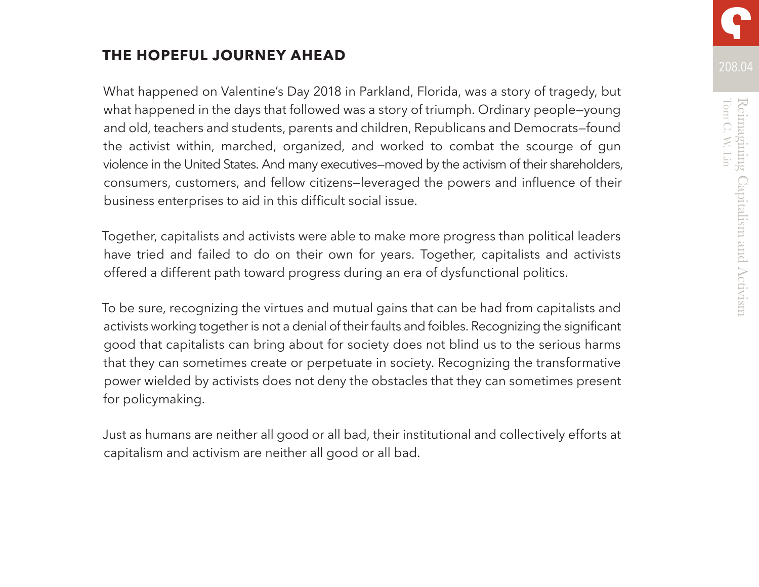## THE HOPEFUL JOURNEY AHEAD

What happened on Valentine's Day 2018 in Parkland, Florida, was a story of tragedy, but what happened in the days that followed was a story of triumph. Ordinary people—young and old, teachers and students, parents and children, Republicans and Democrats—found the activist within, marched, organized, and worked to combat the scourge of gun violence in the United States. And many executives—moved by the activism of their shareholders, consumers, customers, and fellow citizens—leveraged the powers and influence of their business enterprises to aid in this difficult social issue.

Together, capitalists and activists were able to make more progress than political leaders have tried and failed to do on their own for years. Together, capitalists and activists offered a different path toward progress during an era of dysfunctional politics.

To be sure, recognizing the virtues and mutual gains that can be had from capitalists and activists working together is not a denial of their faults and foibles. Recognizing the significant good that capitalists can bring about for society does not blind us to the serious harms that they can sometimes create or perpetuate in society. Recognizing the transformative power wielded by activists does not deny the obstacles that they can sometimes present for policymaking.

Just as humans are neither all good or all bad, their institutional and collectively efforts at capitalism and activism are neither all good or all bad.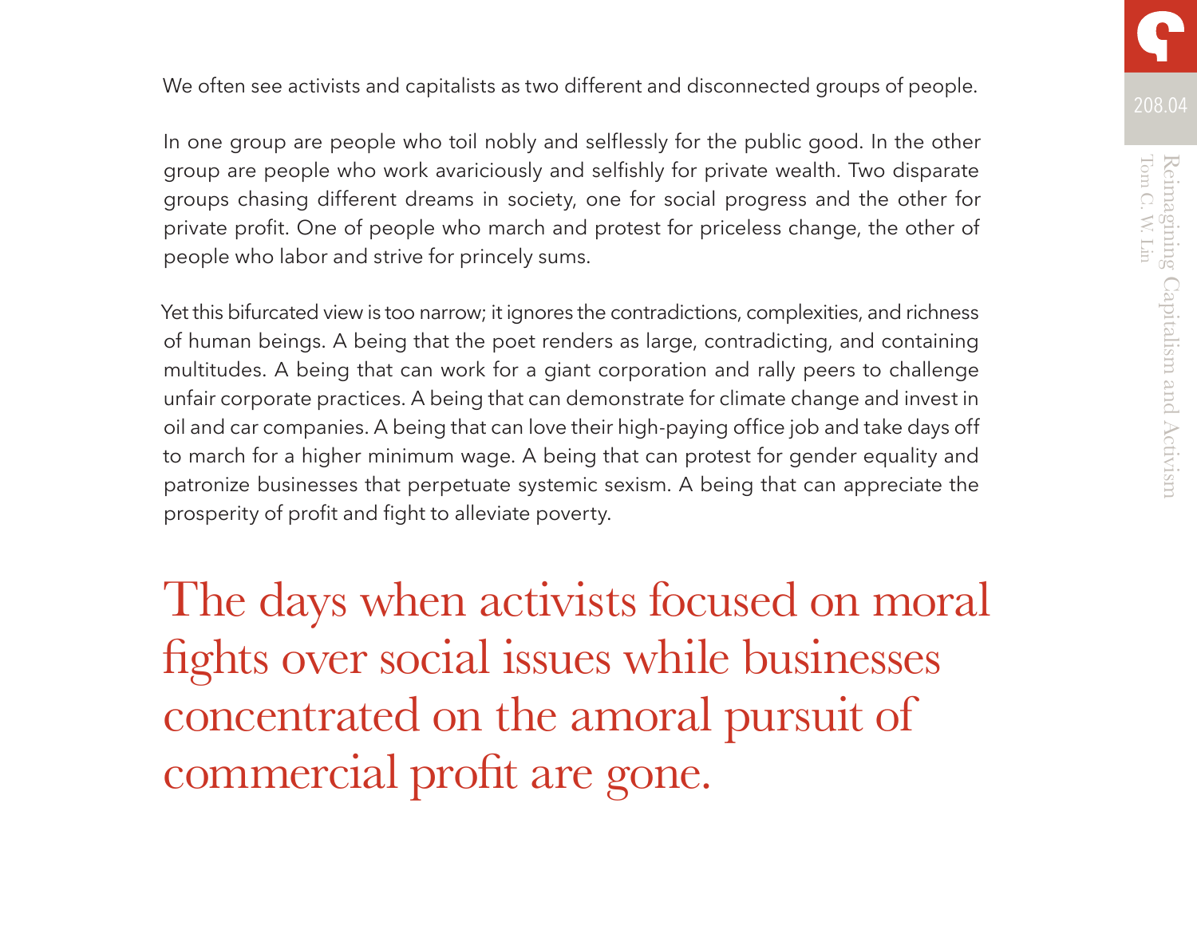We often see activists and capitalists as two different and disconnected groups of people.

In one group are people who toil nobly and selflessly for the public good. In the other group are people who work avariciously and selfishly for private wealth. Two disparate groups chasing different dreams in society, one for social progress and the other for private profit. One of people who march and protest for priceless change, the other of people who labor and strive for princely sums.

Yet this bifurcated view is too narrow; it ignores the contradictions, complexities, and richness of human beings. A being that the poet renders as large, contradicting, and containing multitudes. A being that can work for a giant corporation and rally peers to challenge unfair corporate practices. A being that can demonstrate for climate change and invest in oil and car companies. A being that can love their high-paying office job and take days off to march for a higher minimum wage. A being that can protest for gender equality and patronize businesses that perpetuate systemic sexism. A being that can appreciate the prosperity of profit and fight to alleviate poverty.

> The days when activists focused on moral fights over social issues while businesses concentrated on the amoral pursuit of commercial profit are gone.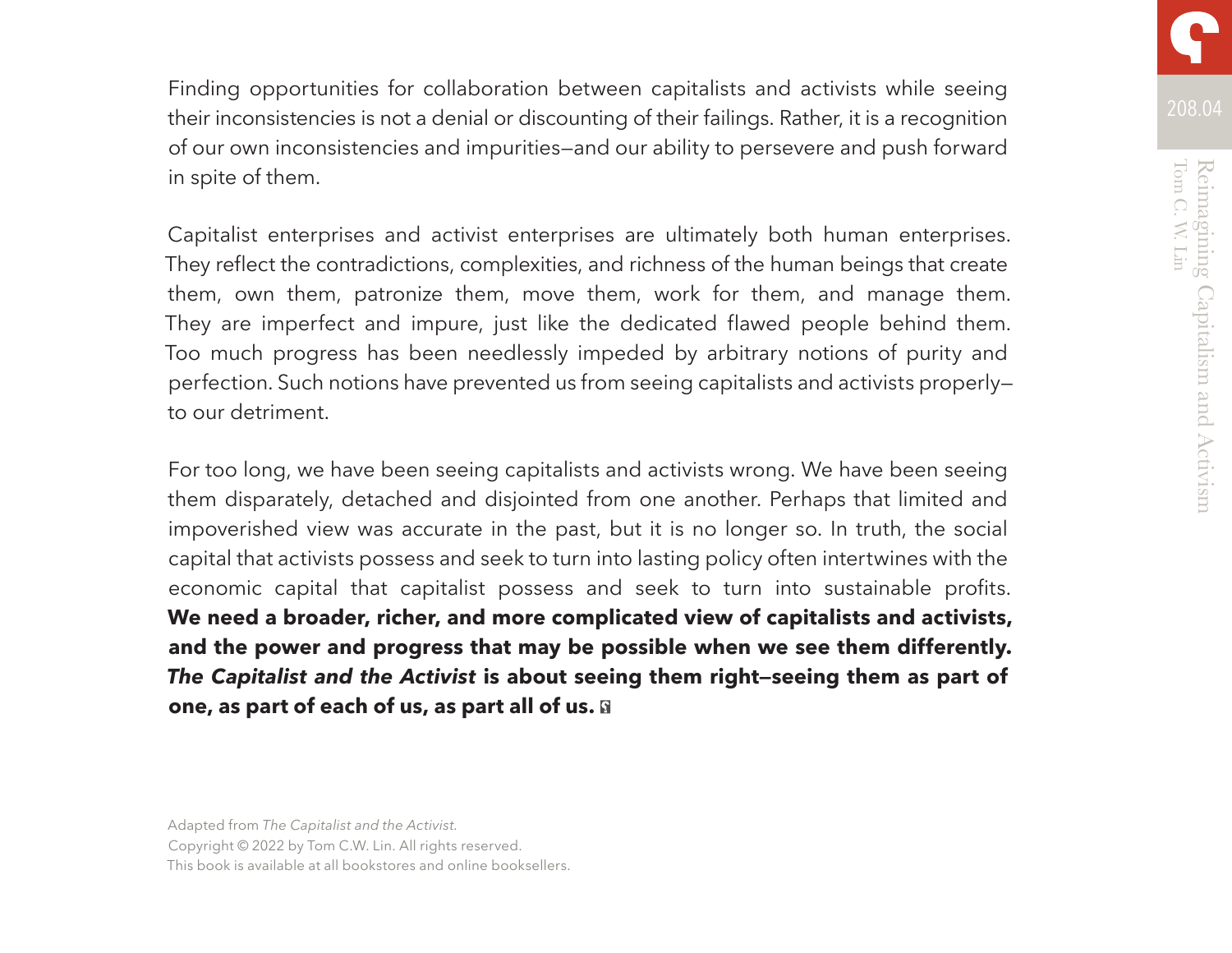Finding opportunities for collaboration between capitalists and activists while seeing their inconsistencies is not a denial or discounting of their failings. Rather, it is a recognition of our own inconsistencies and impurities—and our ability to persevere and push forward in spite of them.

Capitalist enterprises and activist enterprises are ultimately both human enterprises. They reflect the contradictions, complexities, and richness of the human beings that create them, own them, patronize them, move them, work for them, and manage them. They are imperfect and impure, just like the dedicated flawed people behind them. Too much progress has been needlessly impeded by arbitrary notions of purity and perfection. Such notions have prevented us from seeing capitalists and activists properly—to our detriment.

For too long, we have been seeing capitalists and activists wrong. We have been seeing them disparately, detached and disjointed from one another. Perhaps that limited and impoverished view was accurate in the past, but it is no longer so. In truth, the social capital that activists possess and seek to turn into lasting policy often intertwines with the economic capital that capitalist possess and seek to turn into sustainable profits. **We need a broader, richer, and more complicated view of capitalists and activists, and the power and progress that may be possible when we see them differently. *The Capitalist and the Activist* is about seeing them right—seeing them as part of one, as part of each of us, as part all of us.**

Adapted from *The Capitalist and the Activist*.
Copyright © 2022 by Tom C.W. Lin. All rights reserved.
This book is available at all bookstores and online booksellers.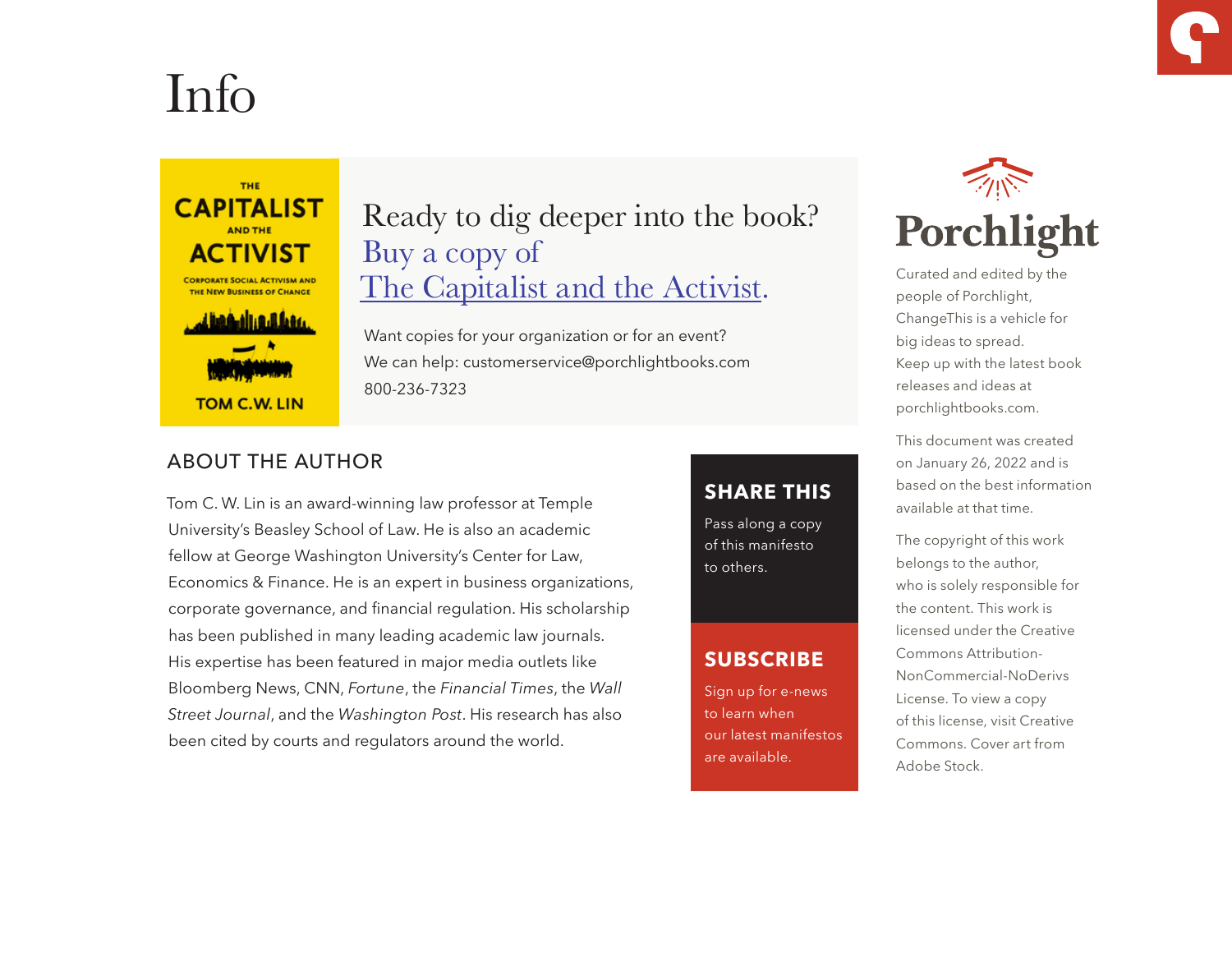# Info

Ready to dig deeper into the book?
Buy a copy of
The Capitalist and the Activist.

Want copies for your organization or for an event?
We can help: customerservice@porchlightbooks.com
800-236-7323

## ABOUT THE AUTHOR

Tom C. W. Lin is an award-winning law professor at Temple University's Beasley School of Law. He is also an academic fellow at George Washington University's Center for Law, Economics & Finance. He is an expert in business organizations, corporate governance, and financial regulation. His scholarship has been published in many leading academic law journals. His expertise has been featured in major media outlets like Bloomberg News, CNN, *Fortune*, the *Financial Times*, the *Wall Street Journal*, and the *Washington Post*. His research has also been cited by courts and regulators around the world.

**SHARE THIS**

Pass along a copy of this manifesto to others.

**SUBSCRIBE**

Sign up for e-news to learn when our latest manifestos are available.

Porchlight

Curated and edited by the people of Porchlight, ChangeThis is a vehicle for big ideas to spread. Keep up with the latest book releases and ideas at porchlightbooks.com.

This document was created on January 26, 2022 and is based on the best information available at that time.

The copyright of this work belongs to the author, who is solely responsible for the content. This work is licensed under the Creative Commons Attribution-NonCommercial-NoDerivs License. To view a copy of this license, visit Creative Commons. Cover art from Adobe Stock.